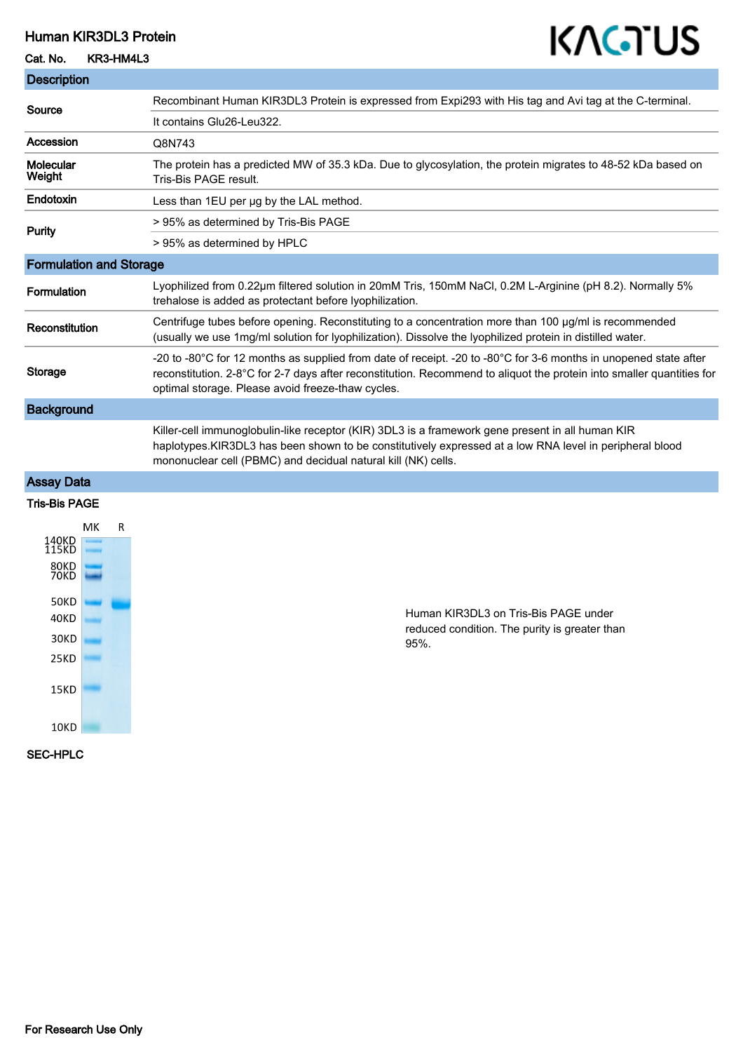# Human KIR3DL3 Protein

**Cat. No.** KR3-HM4L3

KACTUS

## Description

| | |
|---|---|
| **Source** | Recombinant Human KIR3DL3 Protein is expressed from Expi293 with His tag and Avi tag at the C-terminal. |
| | It contains Glu26-Leu322. |
| **Accession** | Q8N743 |
| **Molecular Weight** | The protein has a predicted MW of 35.3 kDa. Due to glycosylation, the protein migrates to 48-52 kDa based on Tris-Bis PAGE result. |
| **Endotoxin** | Less than 1EU per μg by the LAL method. |
| **Purity** | > 95% as determined by Tris-Bis PAGE |
| | > 95% as determined by HPLC |

## Formulation and Storage

| | |
|---|---|
| **Formulation** | Lyophilized from 0.22μm filtered solution in 20mM Tris, 150mM NaCl, 0.2M L-Arginine (pH 8.2). Normally 5% trehalose is added as protectant before lyophilization. |
| **Reconstitution** | Centrifuge tubes before opening. Reconstituting to a concentration more than 100 μg/ml is recommended (usually we use 1mg/ml solution for lyophilization). Dissolve the lyophilized protein in distilled water. |
| **Storage** | -20 to -80°C for 12 months as supplied from date of receipt. -20 to -80°C for 3-6 months in unopened state after reconstitution. 2-8°C for 2-7 days after reconstitution. Recommend to aliquot the protein into smaller quantities for optimal storage. Please avoid freeze-thaw cycles. |

## Background

Killer-cell immunoglobulin-like receptor (KIR) 3DL3 is a framework gene present in all human KIR haplotypes.KIR3DL3 has been shown to be constitutively expressed at a low RNA level in peripheral blood mononuclear cell (PBMC) and decidual natural kill (NK) cells.

## Assay Data

### Tris-Bis PAGE

MK R

140KD, 115KD, 80KD, 70KD, 50KD, 40KD, 30KD, 25KD, 15KD, 10KD

Human KIR3DL3 on Tris-Bis PAGE under reduced condition. The purity is greater than 95%.

### SEC-HPLC

**For Research Use Only**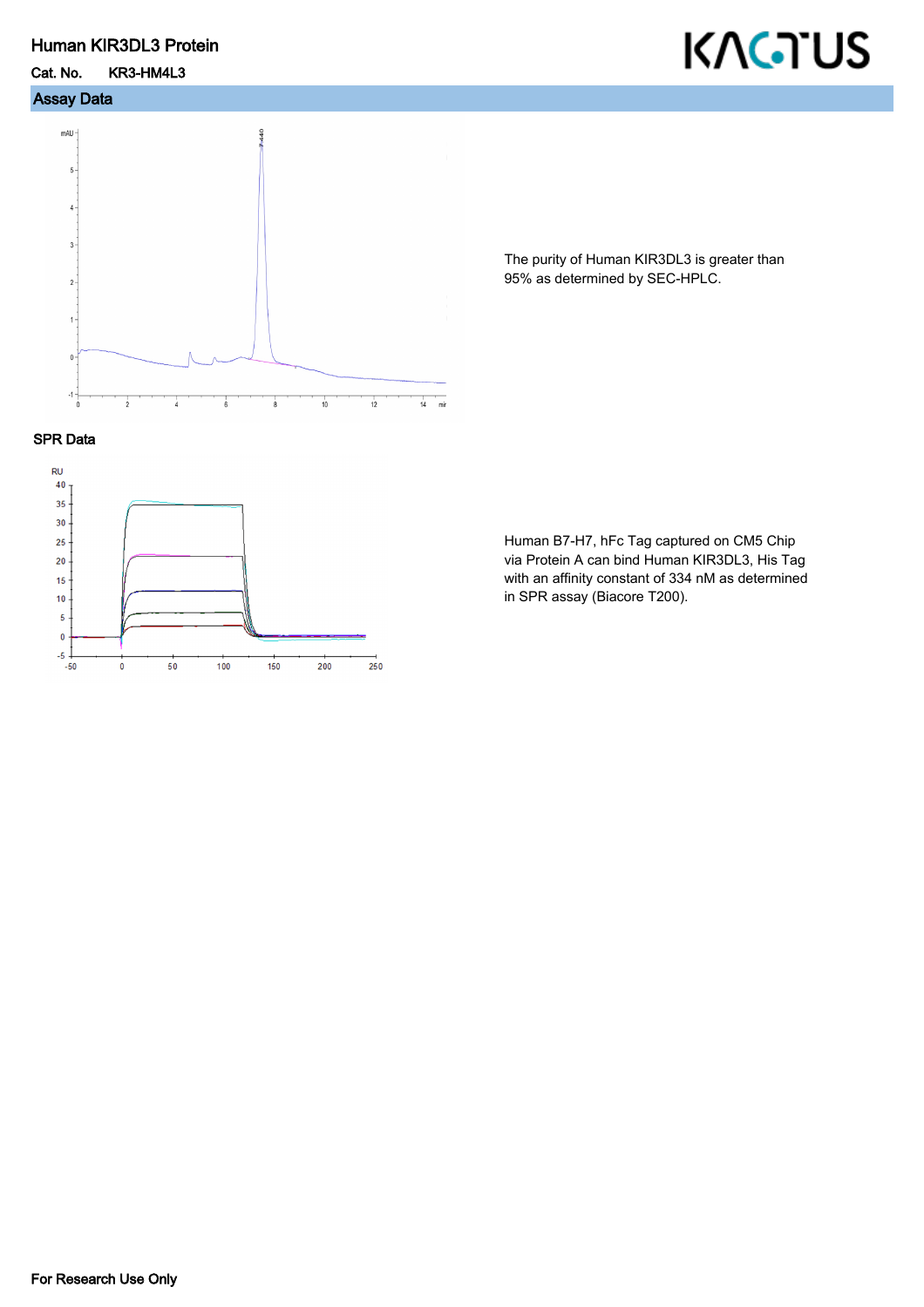# Human KIR3DL3 Protein

Cat. No. KR3-HM4L3

## Assay Data

mAU

5

4

3

2

1

0

-1

0 2 4 6 8 10 12 14 min

7.440

The purity of Human KIR3DL3 is greater than 95% as determined by SEC-HPLC.

## SPR Data

RU

40

35

30

25

20

15

10

5

0

-5

-50 0 50 100 150 200 250

Human B7-H7, hFc Tag captured on CM5 Chip via Protein A can bind Human KIR3DL3, His Tag with an affinity constant of 334 nM as determined in SPR assay (Biacore T200).

For Research Use Only